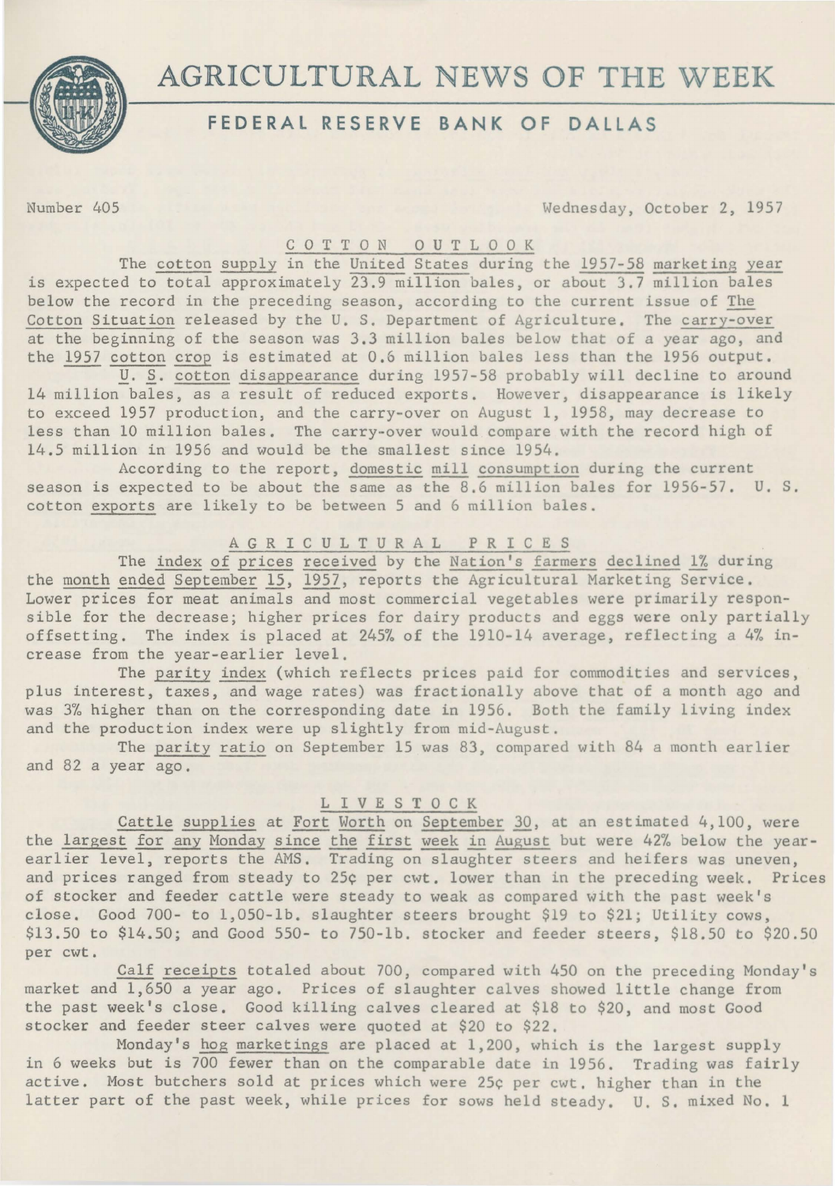# AGRICULTURAL NEWS OF THE WEEK

## FEDERAL RESERVE BANK OF DALLAS

Number 405 Wednesday, October 2, 1957

### COTTON OUTLOOK

The cotton supply in the United States during the 1957-58 marketing year is expected to total approximately 23.9 million bales, or about 3.7 million bales below the record in the preceding season, according to the current issue of The Cotton Situation released by the U. S. Department of Agriculture. The carry-over at the beginning of the season was 3.3 million bales below that of a year ago, and the 1957 cotton crop is estimated at 0.6 million bales less than the 1956 output.

U. S. cotton disappearance during 1957-58 probably will decline to around 14 million bales, as a result of reduced exports. However, disappearance is likely to exceed 1957 production, and the carry-over on August 1, 1958, may decrease to less than 10 million bales. The carry-over would compare with the record high of 14.5 million in 1956 and would be the smallest since 1954.

According to the report, domestic mill consumption during the current season is expected to be about the same as the 8.6 million bales for 1956-57. U. S. cotton exports are likely to be between 5 and 6 million bales.

### AGRICULTURAL PRICES

The index of prices received by the Nation's farmers declined 1% during the month ended September 15, 1957, reports the Agricultural Marketing Service. Lower prices for meat animals and most commercial vegetables were primarily responsible for the decrease; higher prices for dairy products and eggs were only partially offsetting. The index is placed at 245% of the 1910-14 average, reflecting a 4% increase from the year-earlier level.

The parity index (which reflects prices paid for commodities and services, plus interest, taxes, and wage rates) was fractionally above that of a month ago and was 3% higher than on the corresponding date in 1956. Both the family living index and the production index were up slightly from mid-August.

The parity ratio on September 15 was 83, compared with 84 a month earlier and 82 a year ago.

### LIVESTOCK

Cattle supplies at Fort Worth on September 30, at an estimated 4,100, were the largest for any Monday since the first week in August but were 42% below the year-earlier level, reports the AMS. Trading on slaughter steers and heifers was uneven, and prices ranged from steady to 25¢ per cwt. lower than in the preceding week. Prices of stocker and feeder cattle were steady to weak as compared with the past week's close. Good 700- to 1,050-lb. slaughter steers brought $19 to $21; Utility cows, $13.50 to $14.50; and Good 550- to 750-lb. stocker and feeder steers, $18.50 to $20.50 per cwt.

Calf receipts totaled about 700, compared with 450 on the preceding Monday's market and 1,650 a year ago. Prices of slaughter calves showed little change from the past week's close. Good killing calves cleared at $18 to $20, and most Good stocker and feeder steer calves were quoted at $20 to $22.

Monday's hog marketings are placed at 1,200, which is the largest supply in 6 weeks but is 700 fewer than on the comparable date in 1956. Trading was fairly active. Most butchers sold at prices which were 25¢ per cwt. higher than in the latter part of the past week, while prices for sows held steady. U. S. mixed No. 1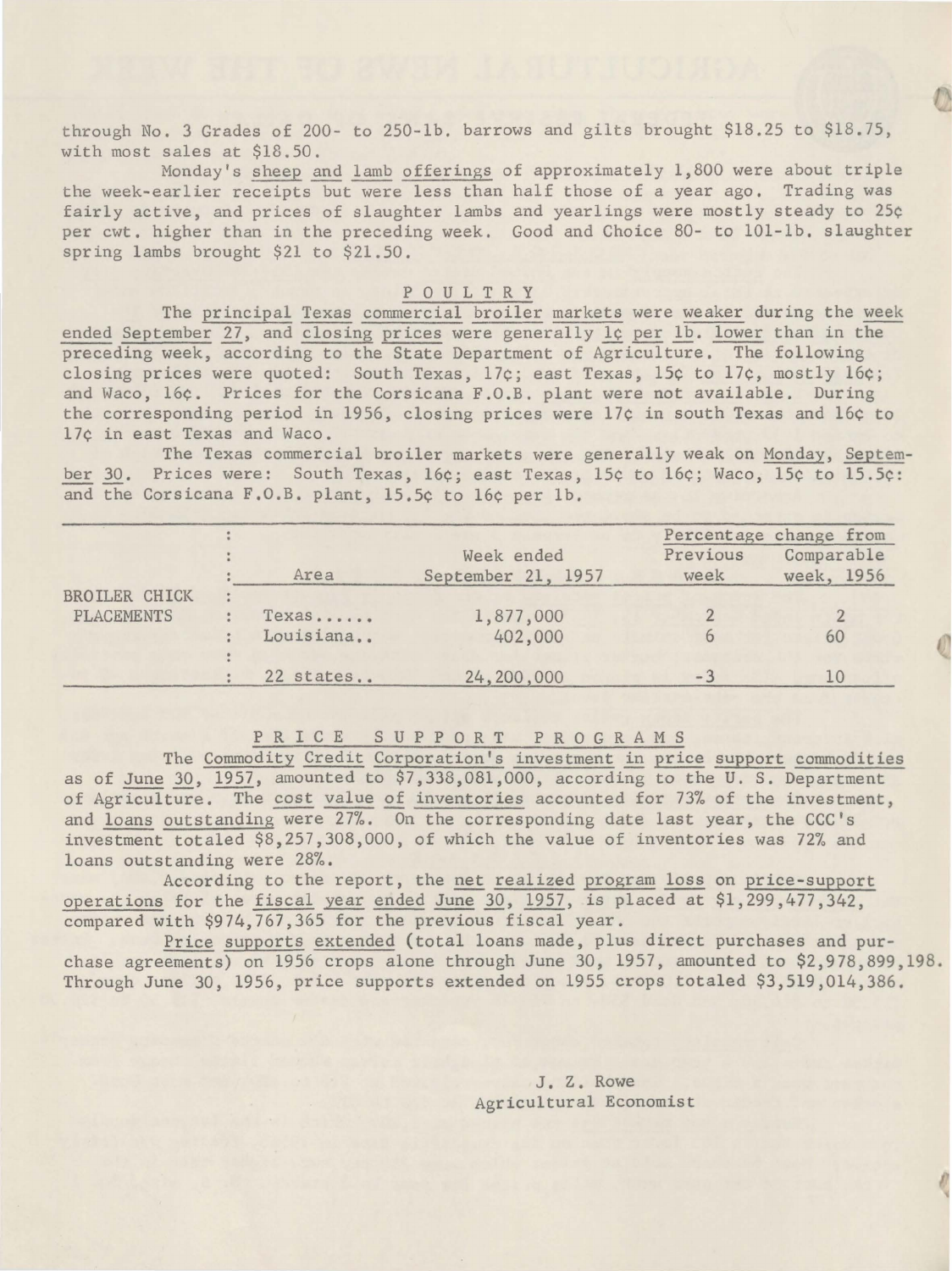through No. 3 Grades of 200- to 250-lb. barrows and gilts brought $18.25 to $18.75, with most sales at $18.50.

Monday's sheep and lamb offerings of approximately 1,800 were about triple the week-earlier receipts but were less than half those of a year ago. Trading was fairly active, and prices of slaughter lambs and yearlings were mostly steady to 25¢ per cwt. higher than in the preceding week. Good and Choice 80- to 101-lb. slaughter spring lambs brought $21 to $21.50.

## POULTRY

The principal Texas commercial broiler markets were weaker during the week ended September 27, and closing prices were generally 1¢ per lb. lower than in the preceding week, according to the State Department of Agriculture. The following closing prices were quoted: South Texas, 17¢; east Texas, 15¢ to 17¢, mostly 16¢; and Waco, 16¢. Prices for the Corsicana F.O.B. plant were not available. During the corresponding period in 1956, closing prices were 17¢ in south Texas and 16¢ to 17¢ in east Texas and Waco.

The Texas commercial broiler markets were generally weak on Monday, September 30. Prices were: South Texas, 16¢; east Texas, 15¢ to 16¢; Waco, 15¢ to 15.5¢: and the Corsicana F.O.B. plant, 15.5¢ to 16¢ per lb.

| | Area | Week ended September 21, 1957 | Percentage change from Previous week | Percentage change from Comparable week, 1956 |
|---|---|---|---|---|
| BROILER CHICK PLACEMENTS | Texas...... | 1,877,000 | 2 | 2 |
| | Louisiana.. | 402,000 | 6 | 60 |
| | 22 states.. | 24,200,000 | -3 | 10 |

## PRICE SUPPORT PROGRAMS

The Commodity Credit Corporation's investment in price support commodities as of June 30, 1957, amounted to $7,338,081,000, according to the U. S. Department of Agriculture. The cost value of inventories accounted for 73% of the investment, and loans outstanding were 27%. On the corresponding date last year, the CCC's investment totaled $8,257,308,000, of which the value of inventories was 72% and loans outstanding were 28%.

According to the report, the net realized program loss on price-support operations for the fiscal year ended June 30, 1957, is placed at $1,299,477,342, compared with $974,767,365 for the previous fiscal year.

Price supports extended (total loans made, plus direct purchases and purchase agreements) on 1956 crops alone through June 30, 1957, amounted to $2,978,899,198. Through June 30, 1956, price supports extended on 1955 crops totaled $3,519,014,386.

J. Z. Rowe
Agricultural Economist